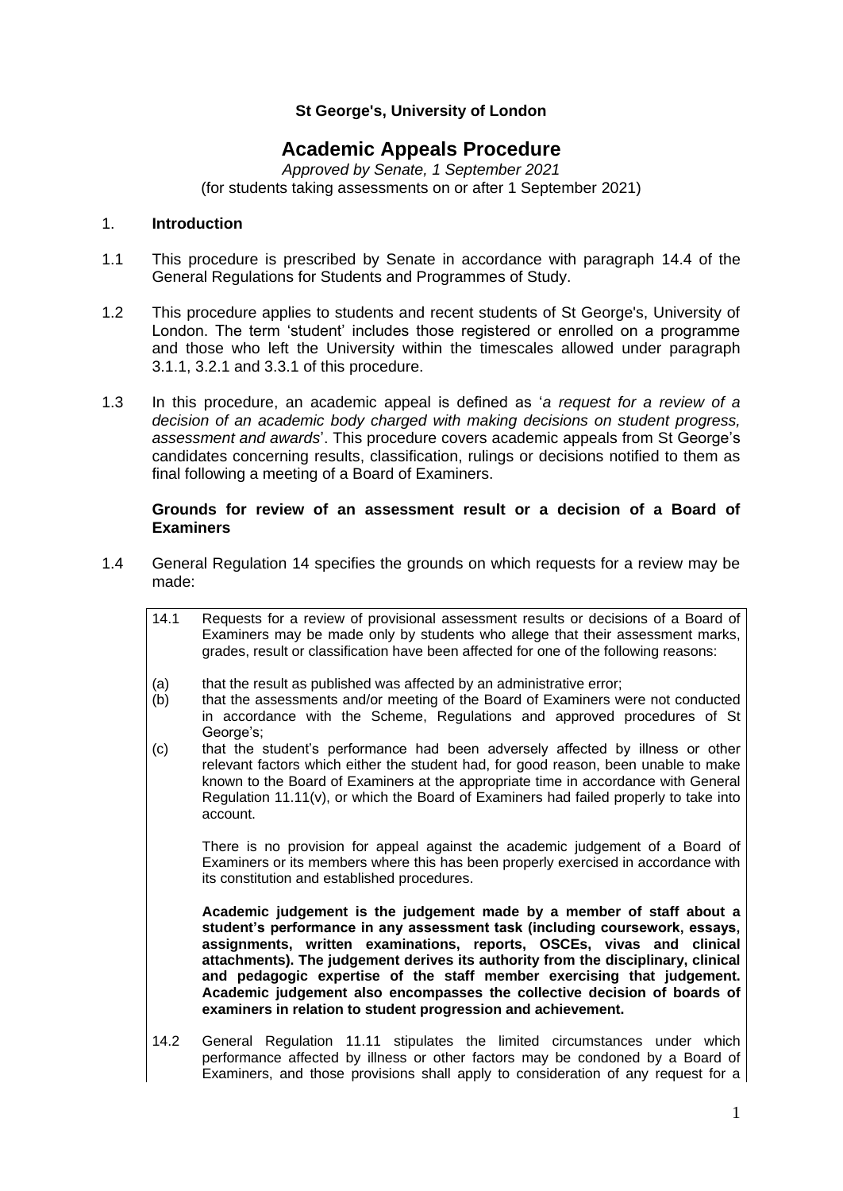**St George's, University of London**

# Academic Appeals Procedure

*Approved by Senate, 1 September 2021*
(for students taking assessments on or after 1 September 2021)

## 1. **Introduction**

1.1 This procedure is prescribed by Senate in accordance with paragraph 14.4 of the General Regulations for Students and Programmes of Study.

1.2 This procedure applies to students and recent students of St George's, University of London. The term 'student' includes those registered or enrolled on a programme and those who left the University within the timescales allowed under paragraph 3.1.1, 3.2.1 and 3.3.1 of this procedure.

1.3 In this procedure, an academic appeal is defined as '*a request for a review of a decision of an academic body charged with making decisions on student progress, assessment and awards*'. This procedure covers academic appeals from St George's candidates concerning results, classification, rulings or decisions notified to them as final following a meeting of a Board of Examiners.

### **Grounds for review of an assessment result or a decision of a Board of Examiners**

1.4 General Regulation 14 specifies the grounds on which requests for a review may be made:

> 14.1 Requests for a review of provisional assessment results or decisions of a Board of Examiners may be made only by students who allege that their assessment marks, grades, result or classification have been affected for one of the following reasons:
>
> (a) that the result as published was affected by an administrative error;
>
> (b) that the assessments and/or meeting of the Board of Examiners were not conducted in accordance with the Scheme, Regulations and approved procedures of St George's;
>
> (c) that the student's performance had been adversely affected by illness or other relevant factors which either the student had, for good reason, been unable to make known to the Board of Examiners at the appropriate time in accordance with General Regulation 11.11(v), or which the Board of Examiners had failed properly to take into account.
>
> There is no provision for appeal against the academic judgement of a Board of Examiners or its members where this has been properly exercised in accordance with its constitution and established procedures.
>
> **Academic judgement is the judgement made by a member of staff about a student's performance in any assessment task (including coursework, essays, assignments, written examinations, reports, OSCEs, vivas and clinical attachments). The judgement derives its authority from the disciplinary, clinical and pedagogic expertise of the staff member exercising that judgement. Academic judgement also encompasses the collective decision of boards of examiners in relation to student progression and achievement.**
>
> 14.2 General Regulation 11.11 stipulates the limited circumstances under which performance affected by illness or other factors may be condoned by a Board of Examiners, and those provisions shall apply to consideration of any request for a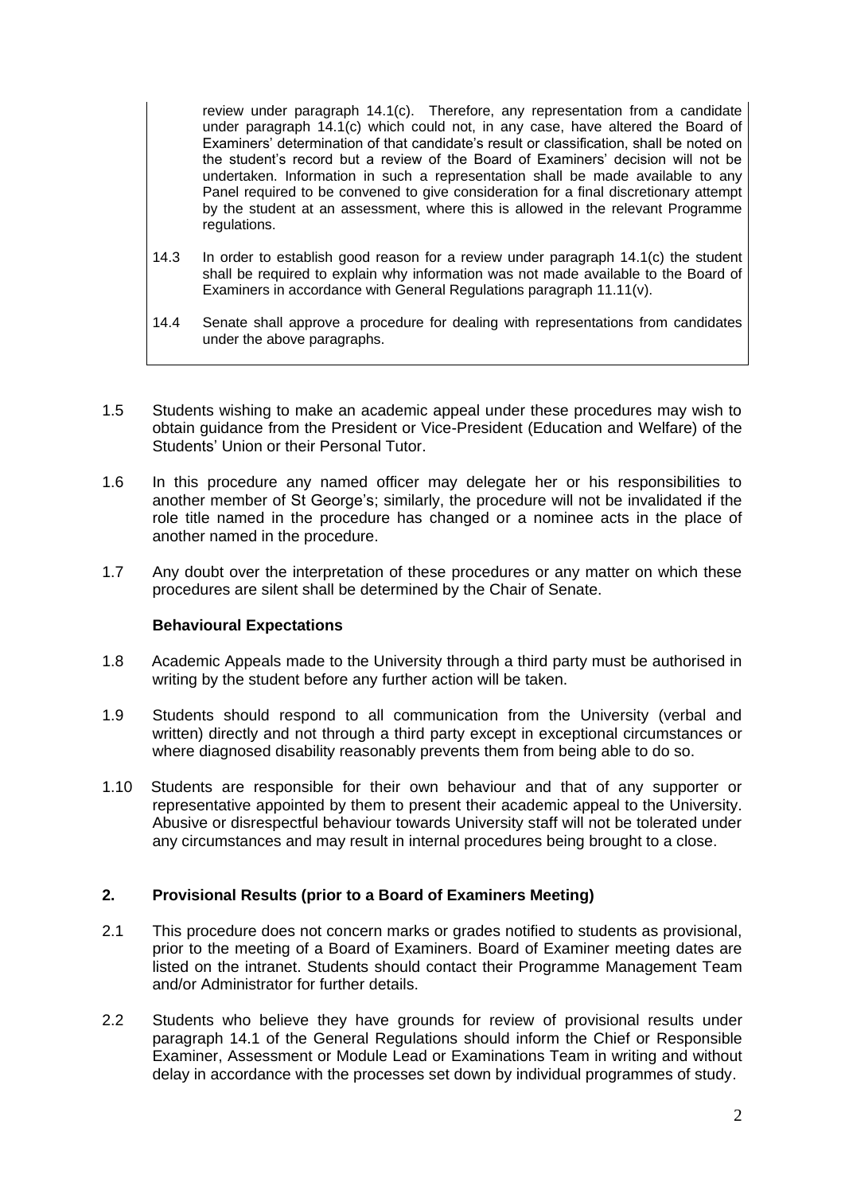review under paragraph 14.1(c). Therefore, any representation from a candidate under paragraph 14.1(c) which could not, in any case, have altered the Board of Examiners' determination of that candidate's result or classification, shall be noted on the student's record but a review of the Board of Examiners' decision will not be undertaken. Information in such a representation shall be made available to any Panel required to be convened to give consideration for a final discretionary attempt by the student at an assessment, where this is allowed in the relevant Programme regulations.

14.3 In order to establish good reason for a review under paragraph 14.1(c) the student shall be required to explain why information was not made available to the Board of Examiners in accordance with General Regulations paragraph 11.11(v).

14.4 Senate shall approve a procedure for dealing with representations from candidates under the above paragraphs.

1.5 Students wishing to make an academic appeal under these procedures may wish to obtain guidance from the President or Vice-President (Education and Welfare) of the Students' Union or their Personal Tutor.

1.6 In this procedure any named officer may delegate her or his responsibilities to another member of St George's; similarly, the procedure will not be invalidated if the role title named in the procedure has changed or a nominee acts in the place of another named in the procedure.

1.7 Any doubt over the interpretation of these procedures or any matter on which these procedures are silent shall be determined by the Chair of Senate.

**Behavioural Expectations**

1.8 Academic Appeals made to the University through a third party must be authorised in writing by the student before any further action will be taken.

1.9 Students should respond to all communication from the University (verbal and written) directly and not through a third party except in exceptional circumstances or where diagnosed disability reasonably prevents them from being able to do so.

1.10 Students are responsible for their own behaviour and that of any supporter or representative appointed by them to present their academic appeal to the University. Abusive or disrespectful behaviour towards University staff will not be tolerated under any circumstances and may result in internal procedures being brought to a close.

## 2. Provisional Results (prior to a Board of Examiners Meeting)

2.1 This procedure does not concern marks or grades notified to students as provisional, prior to the meeting of a Board of Examiners. Board of Examiner meeting dates are listed on the intranet. Students should contact their Programme Management Team and/or Administrator for further details.

2.2 Students who believe they have grounds for review of provisional results under paragraph 14.1 of the General Regulations should inform the Chief or Responsible Examiner, Assessment or Module Lead or Examinations Team in writing and without delay in accordance with the processes set down by individual programmes of study.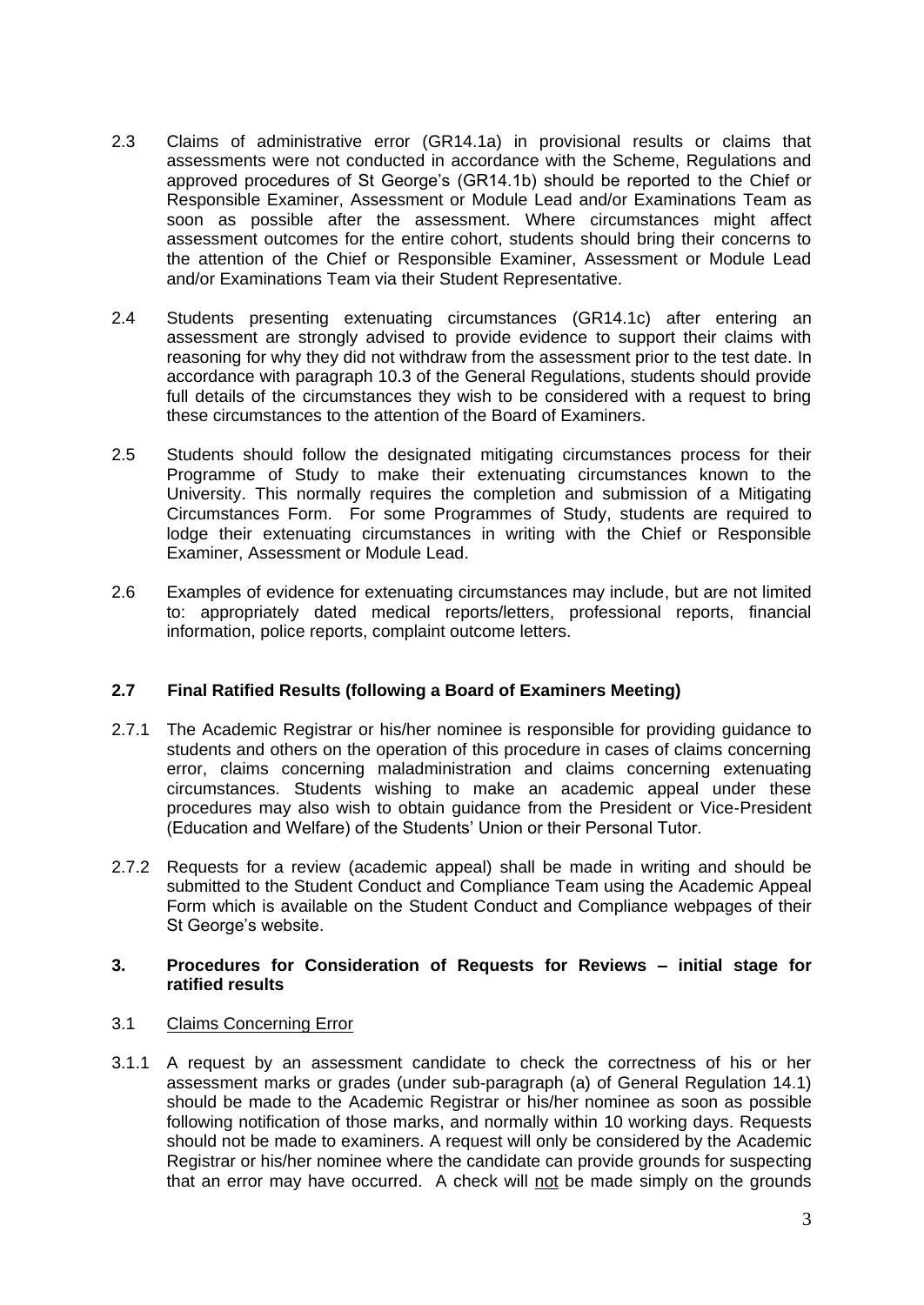2.3 Claims of administrative error (GR14.1a) in provisional results or claims that assessments were not conducted in accordance with the Scheme, Regulations and approved procedures of St George's (GR14.1b) should be reported to the Chief or Responsible Examiner, Assessment or Module Lead and/or Examinations Team as soon as possible after the assessment. Where circumstances might affect assessment outcomes for the entire cohort, students should bring their concerns to the attention of the Chief or Responsible Examiner, Assessment or Module Lead and/or Examinations Team via their Student Representative.

2.4 Students presenting extenuating circumstances (GR14.1c) after entering an assessment are strongly advised to provide evidence to support their claims with reasoning for why they did not withdraw from the assessment prior to the test date. In accordance with paragraph 10.3 of the General Regulations, students should provide full details of the circumstances they wish to be considered with a request to bring these circumstances to the attention of the Board of Examiners.

2.5 Students should follow the designated mitigating circumstances process for their Programme of Study to make their extenuating circumstances known to the University. This normally requires the completion and submission of a Mitigating Circumstances Form. For some Programmes of Study, students are required to lodge their extenuating circumstances in writing with the Chief or Responsible Examiner, Assessment or Module Lead.

2.6 Examples of evidence for extenuating circumstances may include, but are not limited to: appropriately dated medical reports/letters, professional reports, financial information, police reports, complaint outcome letters.

### 2.7 Final Ratified Results (following a Board of Examiners Meeting)

2.7.1 The Academic Registrar or his/her nominee is responsible for providing guidance to students and others on the operation of this procedure in cases of claims concerning error, claims concerning maladministration and claims concerning extenuating circumstances. Students wishing to make an academic appeal under these procedures may also wish to obtain guidance from the President or Vice-President (Education and Welfare) of the Students' Union or their Personal Tutor.

2.7.2 Requests for a review (academic appeal) shall be made in writing and should be submitted to the Student Conduct and Compliance Team using the Academic Appeal Form which is available on the Student Conduct and Compliance webpages of their St George's website.

## 3. Procedures for Consideration of Requests for Reviews – initial stage for ratified results

3.1 Claims Concerning Error

3.1.1 A request by an assessment candidate to check the correctness of his or her assessment marks or grades (under sub-paragraph (a) of General Regulation 14.1) should be made to the Academic Registrar or his/her nominee as soon as possible following notification of those marks, and normally within 10 working days. Requests should not be made to examiners. A request will only be considered by the Academic Registrar or his/her nominee where the candidate can provide grounds for suspecting that an error may have occurred. A check will not be made simply on the grounds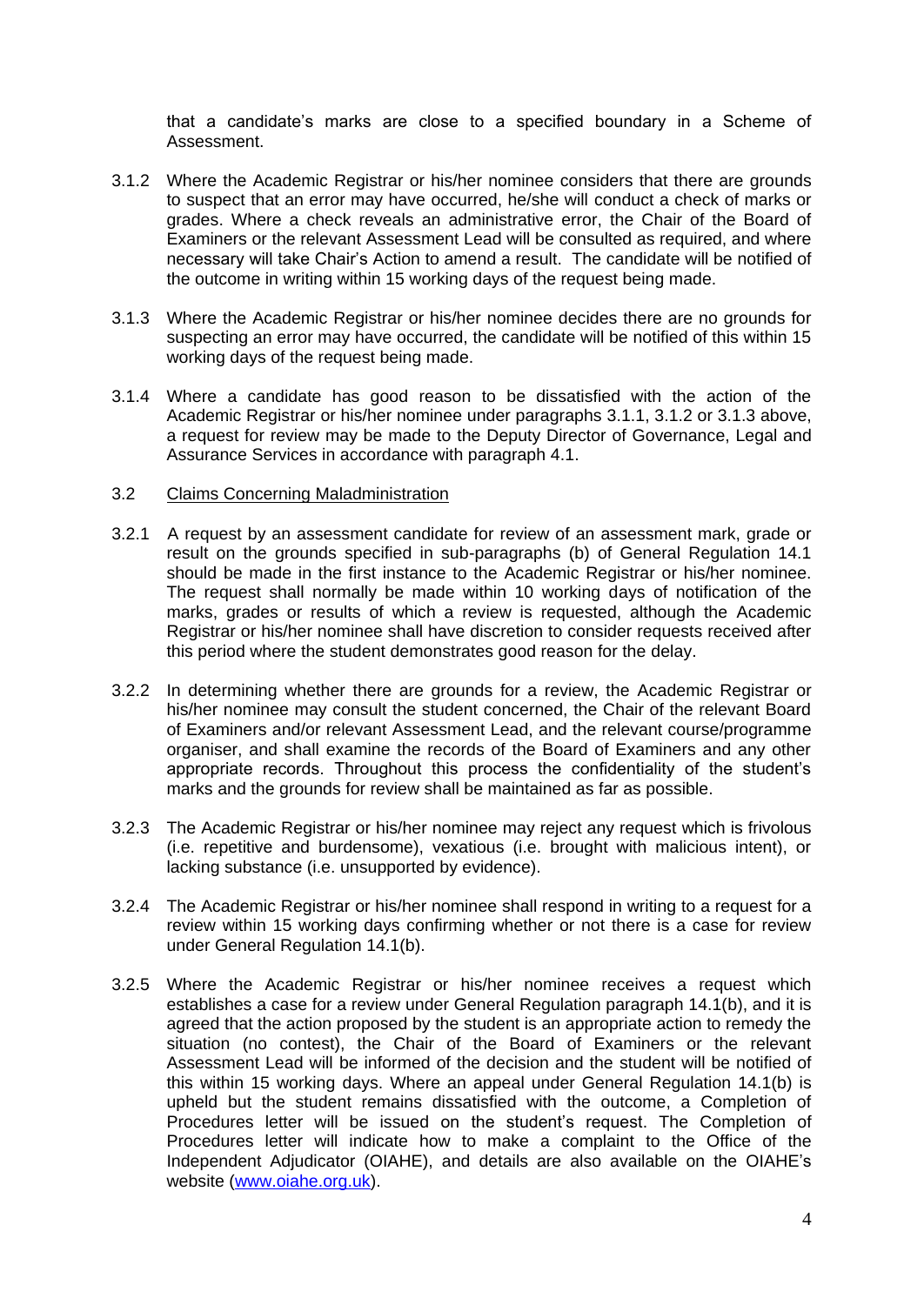that a candidate's marks are close to a specified boundary in a Scheme of Assessment.

3.1.2 Where the Academic Registrar or his/her nominee considers that there are grounds to suspect that an error may have occurred, he/she will conduct a check of marks or grades. Where a check reveals an administrative error, the Chair of the Board of Examiners or the relevant Assessment Lead will be consulted as required, and where necessary will take Chair's Action to amend a result. The candidate will be notified of the outcome in writing within 15 working days of the request being made.

3.1.3 Where the Academic Registrar or his/her nominee decides there are no grounds for suspecting an error may have occurred, the candidate will be notified of this within 15 working days of the request being made.

3.1.4 Where a candidate has good reason to be dissatisfied with the action of the Academic Registrar or his/her nominee under paragraphs 3.1.1, 3.1.2 or 3.1.3 above, a request for review may be made to the Deputy Director of Governance, Legal and Assurance Services in accordance with paragraph 4.1.

3.2 <u>Claims Concerning Maladministration</u>

3.2.1 A request by an assessment candidate for review of an assessment mark, grade or result on the grounds specified in sub-paragraphs (b) of General Regulation 14.1 should be made in the first instance to the Academic Registrar or his/her nominee. The request shall normally be made within 10 working days of notification of the marks, grades or results of which a review is requested, although the Academic Registrar or his/her nominee shall have discretion to consider requests received after this period where the student demonstrates good reason for the delay.

3.2.2 In determining whether there are grounds for a review, the Academic Registrar or his/her nominee may consult the student concerned, the Chair of the relevant Board of Examiners and/or relevant Assessment Lead, and the relevant course/programme organiser, and shall examine the records of the Board of Examiners and any other appropriate records. Throughout this process the confidentiality of the student's marks and the grounds for review shall be maintained as far as possible.

3.2.3 The Academic Registrar or his/her nominee may reject any request which is frivolous (i.e. repetitive and burdensome), vexatious (i.e. brought with malicious intent), or lacking substance (i.e. unsupported by evidence).

3.2.4 The Academic Registrar or his/her nominee shall respond in writing to a request for a review within 15 working days confirming whether or not there is a case for review under General Regulation 14.1(b).

3.2.5 Where the Academic Registrar or his/her nominee receives a request which establishes a case for a review under General Regulation paragraph 14.1(b), and it is agreed that the action proposed by the student is an appropriate action to remedy the situation (no contest), the Chair of the Board of Examiners or the relevant Assessment Lead will be informed of the decision and the student will be notified of this within 15 working days. Where an appeal under General Regulation 14.1(b) is upheld but the student remains dissatisfied with the outcome, a Completion of Procedures letter will be issued on the student's request. The Completion of Procedures letter will indicate how to make a complaint to the Office of the Independent Adjudicator (OIAHE), and details are also available on the OIAHE's website ([www.oiahe.org.uk](www.oiahe.org.uk)).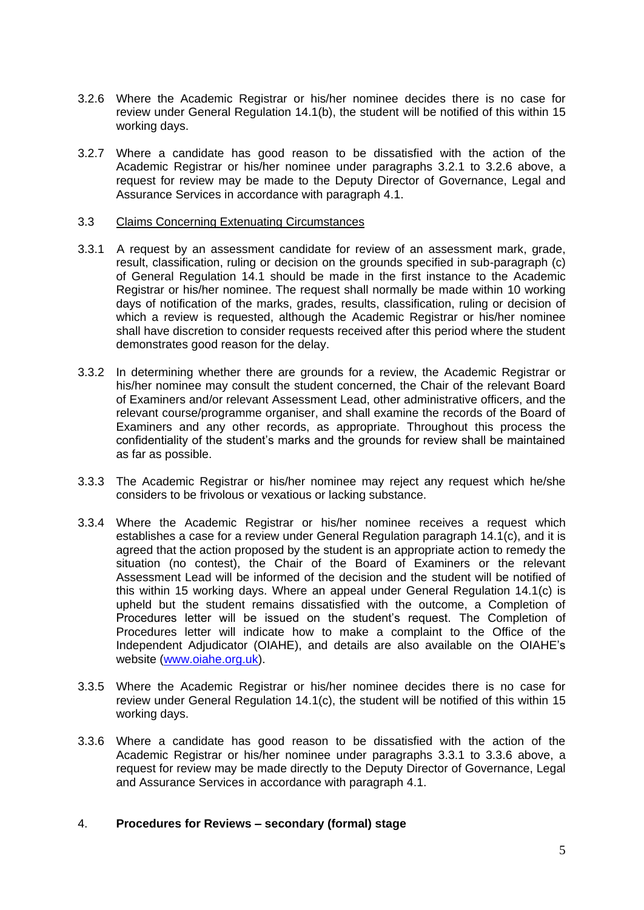3.2.6 Where the Academic Registrar or his/her nominee decides there is no case for review under General Regulation 14.1(b), the student will be notified of this within 15 working days.

3.2.7 Where a candidate has good reason to be dissatisfied with the action of the Academic Registrar or his/her nominee under paragraphs 3.2.1 to 3.2.6 above, a request for review may be made to the Deputy Director of Governance, Legal and Assurance Services in accordance with paragraph 4.1.

3.3 Claims Concerning Extenuating Circumstances

3.3.1 A request by an assessment candidate for review of an assessment mark, grade, result, classification, ruling or decision on the grounds specified in sub-paragraph (c) of General Regulation 14.1 should be made in the first instance to the Academic Registrar or his/her nominee. The request shall normally be made within 10 working days of notification of the marks, grades, results, classification, ruling or decision of which a review is requested, although the Academic Registrar or his/her nominee shall have discretion to consider requests received after this period where the student demonstrates good reason for the delay.

3.3.2 In determining whether there are grounds for a review, the Academic Registrar or his/her nominee may consult the student concerned, the Chair of the relevant Board of Examiners and/or relevant Assessment Lead, other administrative officers, and the relevant course/programme organiser, and shall examine the records of the Board of Examiners and any other records, as appropriate. Throughout this process the confidentiality of the student's marks and the grounds for review shall be maintained as far as possible.

3.3.3 The Academic Registrar or his/her nominee may reject any request which he/she considers to be frivolous or vexatious or lacking substance.

3.3.4 Where the Academic Registrar or his/her nominee receives a request which establishes a case for a review under General Regulation paragraph 14.1(c), and it is agreed that the action proposed by the student is an appropriate action to remedy the situation (no contest), the Chair of the Board of Examiners or the relevant Assessment Lead will be informed of the decision and the student will be notified of this within 15 working days. Where an appeal under General Regulation 14.1(c) is upheld but the student remains dissatisfied with the outcome, a Completion of Procedures letter will be issued on the student's request. The Completion of Procedures letter will indicate how to make a complaint to the Office of the Independent Adjudicator (OIAHE), and details are also available on the OIAHE's website (www.oiahe.org.uk).

3.3.5 Where the Academic Registrar or his/her nominee decides there is no case for review under General Regulation 14.1(c), the student will be notified of this within 15 working days.

3.3.6 Where a candidate has good reason to be dissatisfied with the action of the Academic Registrar or his/her nominee under paragraphs 3.3.1 to 3.3.6 above, a request for review may be made directly to the Deputy Director of Governance, Legal and Assurance Services in accordance with paragraph 4.1.

## 4. **Procedures for Reviews – secondary (formal) stage**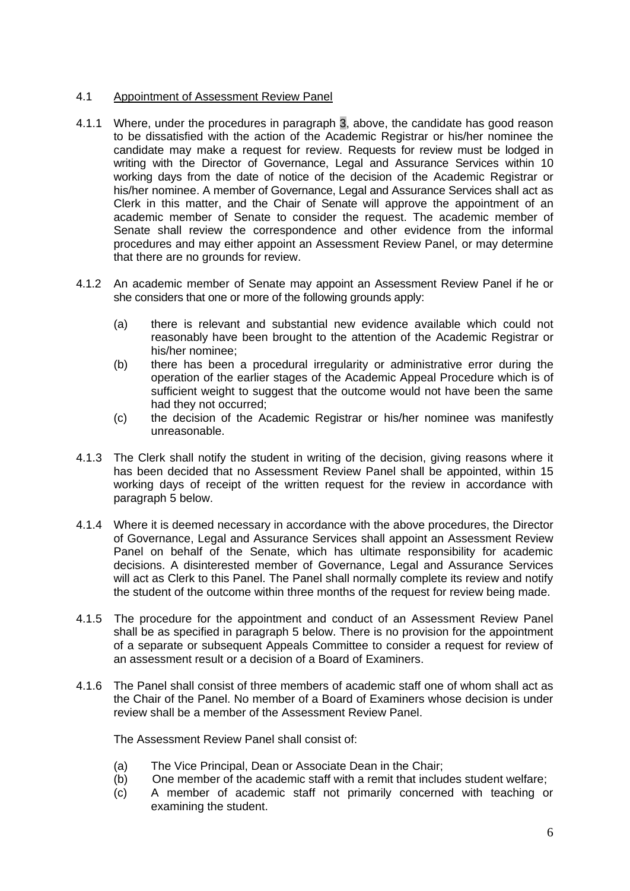## 4.1 Appointment of Assessment Review Panel

4.1.1 Where, under the procedures in paragraph 3, above, the candidate has good reason to be dissatisfied with the action of the Academic Registrar or his/her nominee the candidate may make a request for review. Requests for review must be lodged in writing with the Director of Governance, Legal and Assurance Services within 10 working days from the date of notice of the decision of the Academic Registrar or his/her nominee. A member of Governance, Legal and Assurance Services shall act as Clerk in this matter, and the Chair of Senate will approve the appointment of an academic member of Senate to consider the request. The academic member of Senate shall review the correspondence and other evidence from the informal procedures and may either appoint an Assessment Review Panel, or may determine that there are no grounds for review.

4.1.2 An academic member of Senate may appoint an Assessment Review Panel if he or she considers that one or more of the following grounds apply:

- (a) there is relevant and substantial new evidence available which could not reasonably have been brought to the attention of the Academic Registrar or his/her nominee;
- (b) there has been a procedural irregularity or administrative error during the operation of the earlier stages of the Academic Appeal Procedure which is of sufficient weight to suggest that the outcome would not have been the same had they not occurred;
- (c) the decision of the Academic Registrar or his/her nominee was manifestly unreasonable.

4.1.3 The Clerk shall notify the student in writing of the decision, giving reasons where it has been decided that no Assessment Review Panel shall be appointed, within 15 working days of receipt of the written request for the review in accordance with paragraph 5 below.

4.1.4 Where it is deemed necessary in accordance with the above procedures, the Director of Governance, Legal and Assurance Services shall appoint an Assessment Review Panel on behalf of the Senate, which has ultimate responsibility for academic decisions. A disinterested member of Governance, Legal and Assurance Services will act as Clerk to this Panel. The Panel shall normally complete its review and notify the student of the outcome within three months of the request for review being made.

4.1.5 The procedure for the appointment and conduct of an Assessment Review Panel shall be as specified in paragraph 5 below. There is no provision for the appointment of a separate or subsequent Appeals Committee to consider a request for review of an assessment result or a decision of a Board of Examiners.

4.1.6 The Panel shall consist of three members of academic staff one of whom shall act as the Chair of the Panel. No member of a Board of Examiners whose decision is under review shall be a member of the Assessment Review Panel.

The Assessment Review Panel shall consist of:

- (a) The Vice Principal, Dean or Associate Dean in the Chair;
- (b) One member of the academic staff with a remit that includes student welfare;
- (c) A member of academic staff not primarily concerned with teaching or examining the student.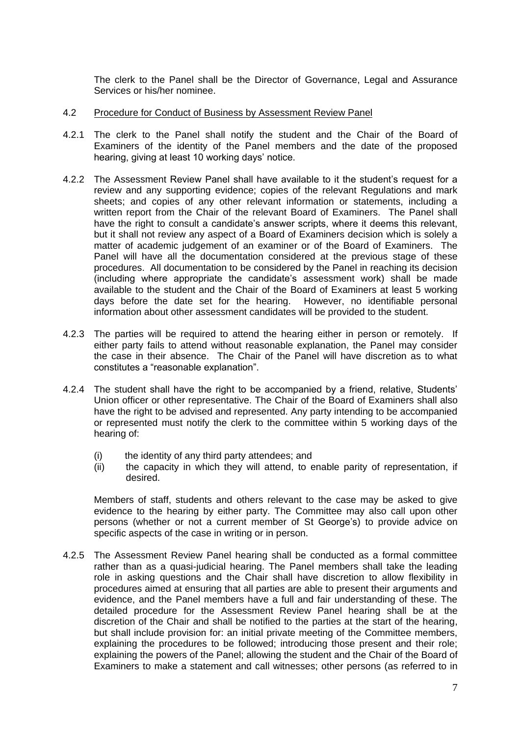The clerk to the Panel shall be the Director of Governance, Legal and Assurance Services or his/her nominee.

4.2 Procedure for Conduct of Business by Assessment Review Panel

4.2.1 The clerk to the Panel shall notify the student and the Chair of the Board of Examiners of the identity of the Panel members and the date of the proposed hearing, giving at least 10 working days' notice.

4.2.2 The Assessment Review Panel shall have available to it the student's request for a review and any supporting evidence; copies of the relevant Regulations and mark sheets; and copies of any other relevant information or statements, including a written report from the Chair of the relevant Board of Examiners. The Panel shall have the right to consult a candidate's answer scripts, where it deems this relevant, but it shall not review any aspect of a Board of Examiners decision which is solely a matter of academic judgement of an examiner or of the Board of Examiners. The Panel will have all the documentation considered at the previous stage of these procedures. All documentation to be considered by the Panel in reaching its decision (including where appropriate the candidate's assessment work) shall be made available to the student and the Chair of the Board of Examiners at least 5 working days before the date set for the hearing. However, no identifiable personal information about other assessment candidates will be provided to the student.

4.2.3 The parties will be required to attend the hearing either in person or remotely. If either party fails to attend without reasonable explanation, the Panel may consider the case in their absence. The Chair of the Panel will have discretion as to what constitutes a "reasonable explanation".

4.2.4 The student shall have the right to be accompanied by a friend, relative, Students' Union officer or other representative. The Chair of the Board of Examiners shall also have the right to be advised and represented. Any party intending to be accompanied or represented must notify the clerk to the committee within 5 working days of the hearing of:

(i) the identity of any third party attendees; and
(ii) the capacity in which they will attend, to enable parity of representation, if desired.

Members of staff, students and others relevant to the case may be asked to give evidence to the hearing by either party. The Committee may also call upon other persons (whether or not a current member of St George's) to provide advice on specific aspects of the case in writing or in person.

4.2.5 The Assessment Review Panel hearing shall be conducted as a formal committee rather than as a quasi-judicial hearing. The Panel members shall take the leading role in asking questions and the Chair shall have discretion to allow flexibility in procedures aimed at ensuring that all parties are able to present their arguments and evidence, and the Panel members have a full and fair understanding of these. The detailed procedure for the Assessment Review Panel hearing shall be at the discretion of the Chair and shall be notified to the parties at the start of the hearing, but shall include provision for: an initial private meeting of the Committee members, explaining the procedures to be followed; introducing those present and their role; explaining the powers of the Panel; allowing the student and the Chair of the Board of Examiners to make a statement and call witnesses; other persons (as referred to in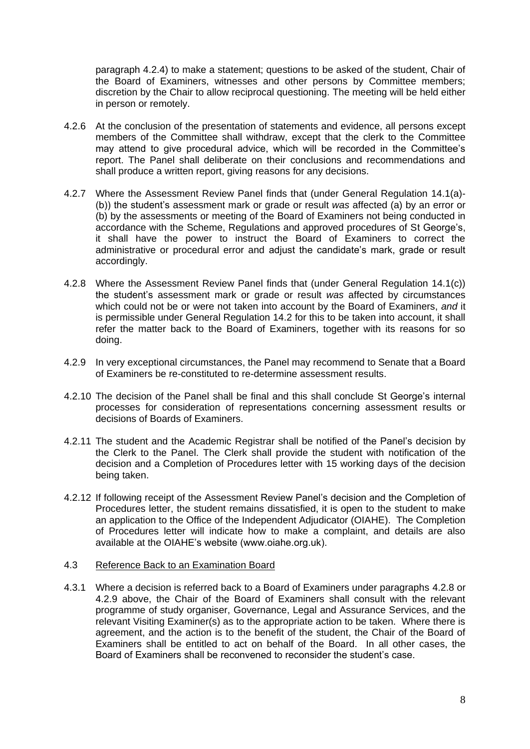paragraph 4.2.4) to make a statement; questions to be asked of the student, Chair of the Board of Examiners, witnesses and other persons by Committee members; discretion by the Chair to allow reciprocal questioning. The meeting will be held either in person or remotely.

4.2.6 At the conclusion of the presentation of statements and evidence, all persons except members of the Committee shall withdraw, except that the clerk to the Committee may attend to give procedural advice, which will be recorded in the Committee's report. The Panel shall deliberate on their conclusions and recommendations and shall produce a written report, giving reasons for any decisions.

4.2.7 Where the Assessment Review Panel finds that (under General Regulation 14.1(a)-(b)) the student's assessment mark or grade or result *was* affected (a) by an error or (b) by the assessments or meeting of the Board of Examiners not being conducted in accordance with the Scheme, Regulations and approved procedures of St George's, it shall have the power to instruct the Board of Examiners to correct the administrative or procedural error and adjust the candidate's mark, grade or result accordingly.

4.2.8 Where the Assessment Review Panel finds that (under General Regulation 14.1(c)) the student's assessment mark or grade or result *was* affected by circumstances which could not be or were not taken into account by the Board of Examiners, *and* it is permissible under General Regulation 14.2 for this to be taken into account, it shall refer the matter back to the Board of Examiners, together with its reasons for so doing.

4.2.9 In very exceptional circumstances, the Panel may recommend to Senate that a Board of Examiners be re-constituted to re-determine assessment results.

4.2.10 The decision of the Panel shall be final and this shall conclude St George's internal processes for consideration of representations concerning assessment results or decisions of Boards of Examiners.

4.2.11 The student and the Academic Registrar shall be notified of the Panel's decision by the Clerk to the Panel. The Clerk shall provide the student with notification of the decision and a Completion of Procedures letter with 15 working days of the decision being taken.

4.2.12 If following receipt of the Assessment Review Panel's decision and the Completion of Procedures letter, the student remains dissatisfied, it is open to the student to make an application to the Office of the Independent Adjudicator (OIAHE). The Completion of Procedures letter will indicate how to make a complaint, and details are also available at the OIAHE's website (www.oiahe.org.uk).

4.3 Reference Back to an Examination Board

4.3.1 Where a decision is referred back to a Board of Examiners under paragraphs 4.2.8 or 4.2.9 above, the Chair of the Board of Examiners shall consult with the relevant programme of study organiser, Governance, Legal and Assurance Services, and the relevant Visiting Examiner(s) as to the appropriate action to be taken. Where there is agreement, and the action is to the benefit of the student, the Chair of the Board of Examiners shall be entitled to act on behalf of the Board. In all other cases, the Board of Examiners shall be reconvened to reconsider the student's case.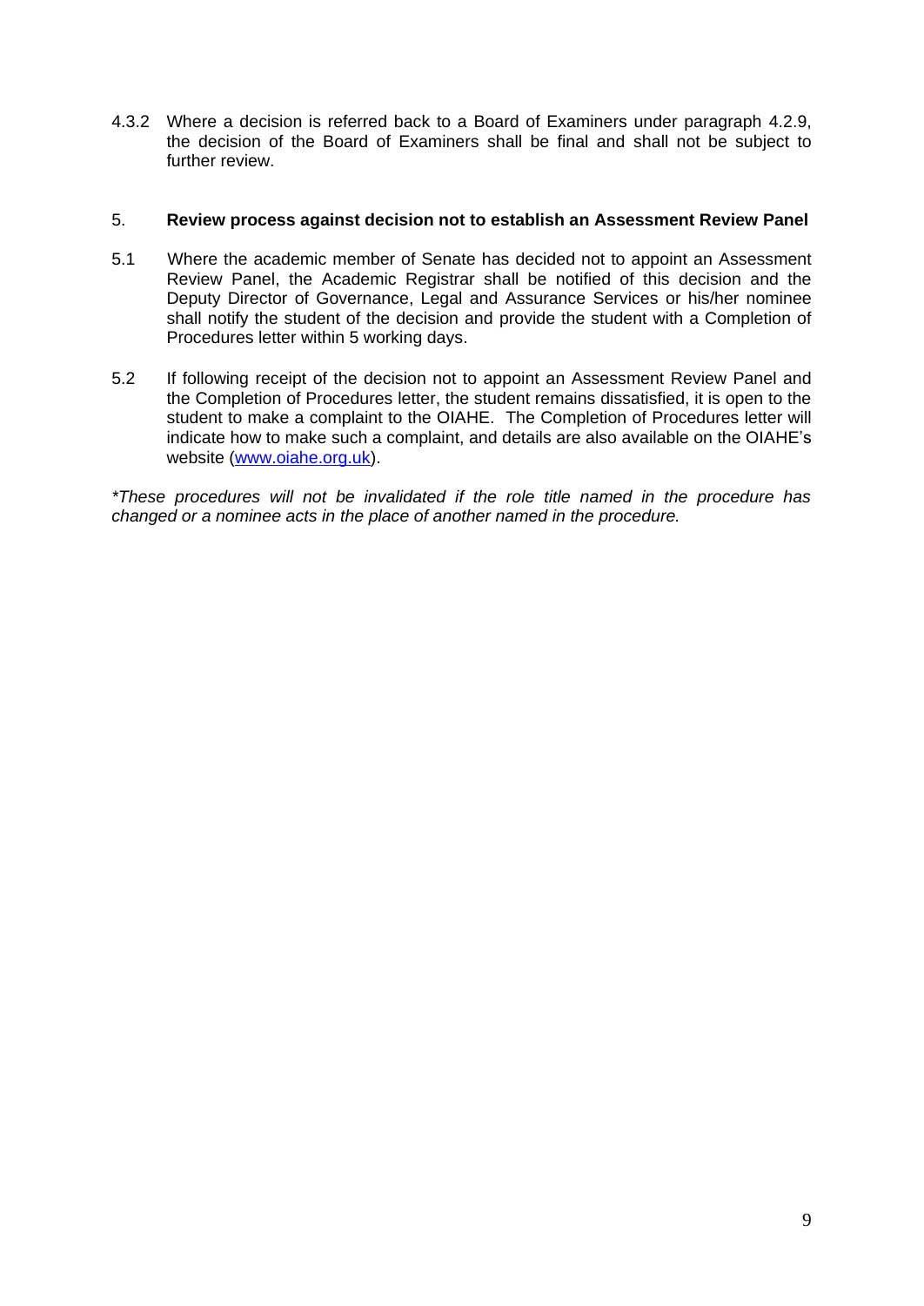4.3.2 Where a decision is referred back to a Board of Examiners under paragraph 4.2.9, the decision of the Board of Examiners shall be final and shall not be subject to further review.

## 5. Review process against decision not to establish an Assessment Review Panel

5.1 Where the academic member of Senate has decided not to appoint an Assessment Review Panel, the Academic Registrar shall be notified of this decision and the Deputy Director of Governance, Legal and Assurance Services or his/her nominee shall notify the student of the decision and provide the student with a Completion of Procedures letter within 5 working days.

5.2 If following receipt of the decision not to appoint an Assessment Review Panel and the Completion of Procedures letter, the student remains dissatisfied, it is open to the student to make a complaint to the OIAHE. The Completion of Procedures letter will indicate how to make such a complaint, and details are also available on the OIAHE's website (www.oiahe.org.uk).

*\*These procedures will not be invalidated if the role title named in the procedure has changed or a nominee acts in the place of another named in the procedure.*